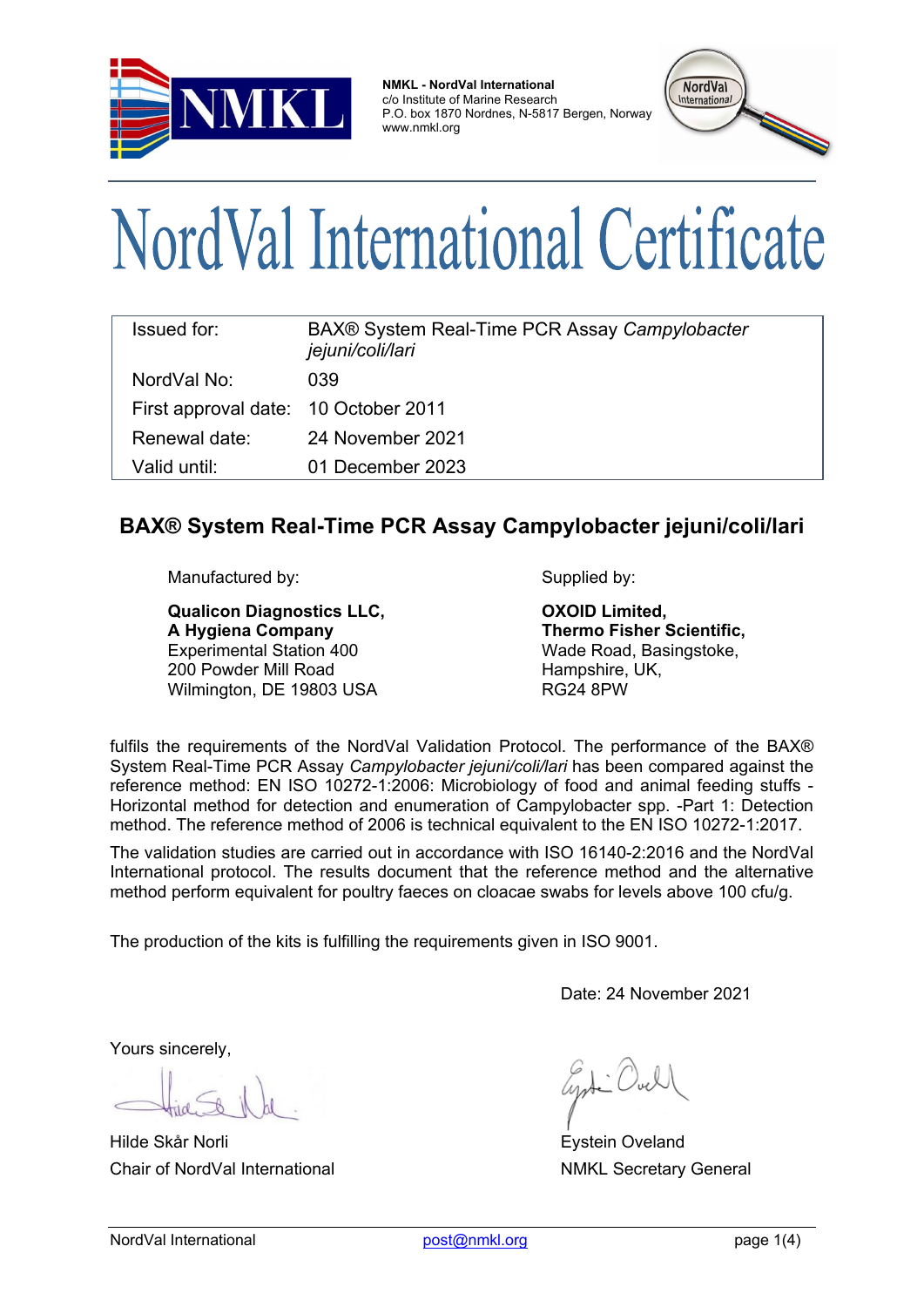**NMKL - NordVal International**
c/o Institute of Marine Research
P.O. box 1870 Nordnes, N-5817 Bergen, Norway
www.nmkl.org

# NordVal International Certificate

| | |
|---|---|
| Issued for: | BAX® System Real-Time PCR Assay *Campylobacter jejuni/coli/lari* |
| NordVal No: | 039 |
| First approval date: | 10 October 2011 |
| Renewal date: | 24 November 2021 |
| Valid until: | 01 December 2023 |

## BAX® System Real-Time PCR Assay Campylobacter jejuni/coli/lari

Manufactured by:

**Qualicon Diagnostics LLC,**
**A Hygiena Company**
Experimental Station 400
200 Powder Mill Road
Wilmington, DE 19803 USA

Supplied by:

**OXOID Limited,**
**Thermo Fisher Scientific,**
Wade Road, Basingstoke,
Hampshire, UK,
RG24 8PW

fulfils the requirements of the NordVal Validation Protocol. The performance of the BAX® System Real-Time PCR Assay *Campylobacter jejuni/coli/lari* has been compared against the reference method: EN ISO 10272-1:2006: Microbiology of food and animal feeding stuffs - Horizontal method for detection and enumeration of Campylobacter spp. -Part 1: Detection method. The reference method of 2006 is technical equivalent to the EN ISO 10272-1:2017.

The validation studies are carried out in accordance with ISO 16140-2:2016 and the NordVal International protocol. The results document that the reference method and the alternative method perform equivalent for poultry faeces on cloacae swabs for levels above 100 cfu/g.

The production of the kits is fulfilling the requirements given in ISO 9001.

Date: 24 November 2021

Yours sincerely,

Hilde Skår Norli
Chair of NordVal International

Eystein Oveland
NMKL Secretary General

NordVal International post@nmkl.org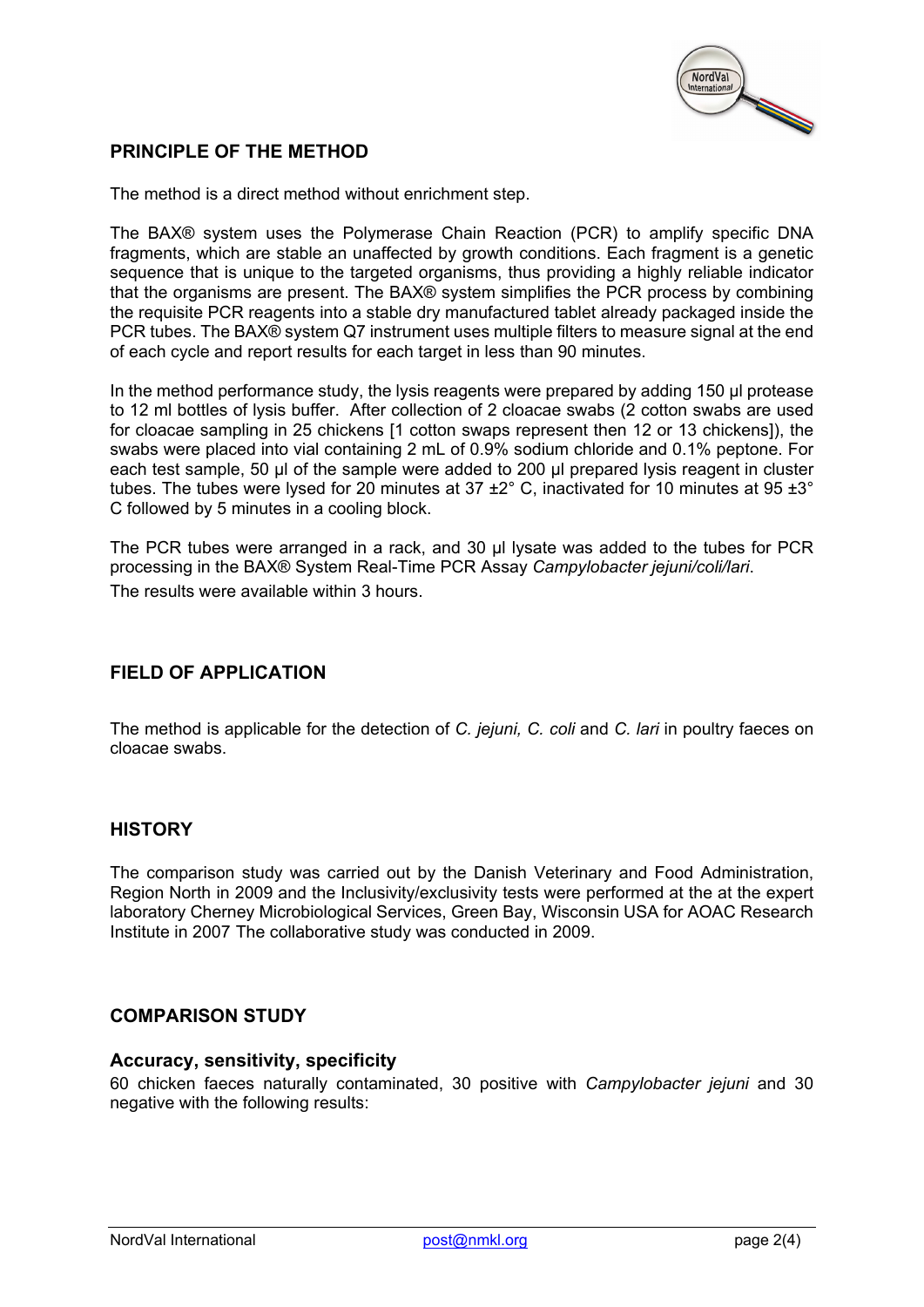## PRINCIPLE OF THE METHOD

The method is a direct method without enrichment step.

The BAX® system uses the Polymerase Chain Reaction (PCR) to amplify specific DNA fragments, which are stable an unaffected by growth conditions. Each fragment is a genetic sequence that is unique to the targeted organisms, thus providing a highly reliable indicator that the organisms are present. The BAX® system simplifies the PCR process by combining the requisite PCR reagents into a stable dry manufactured tablet already packaged inside the PCR tubes. The BAX® system Q7 instrument uses multiple filters to measure signal at the end of each cycle and report results for each target in less than 90 minutes.

In the method performance study, the lysis reagents were prepared by adding 150 µl protease to 12 ml bottles of lysis buffer. After collection of 2 cloacae swabs (2 cotton swabs are used for cloacae sampling in 25 chickens [1 cotton swaps represent then 12 or 13 chickens]), the swabs were placed into vial containing 2 mL of 0.9% sodium chloride and 0.1% peptone. For each test sample, 50 µl of the sample were added to 200 µl prepared lysis reagent in cluster tubes. The tubes were lysed for 20 minutes at 37 ±2° C, inactivated for 10 minutes at 95 ±3° C followed by 5 minutes in a cooling block.

The PCR tubes were arranged in a rack, and 30 µl lysate was added to the tubes for PCR processing in the BAX® System Real-Time PCR Assay *Campylobacter jejuni/coli/lari*.

The results were available within 3 hours.

## FIELD OF APPLICATION

The method is applicable for the detection of *C. jejuni, C. coli* and *C. lari* in poultry faeces on cloacae swabs.

## HISTORY

The comparison study was carried out by the Danish Veterinary and Food Administration, Region North in 2009 and the Inclusivity/exclusivity tests were performed at the at the expert laboratory Cherney Microbiological Services, Green Bay, Wisconsin USA for AOAC Research Institute in 2007 The collaborative study was conducted in 2009.

## COMPARISON STUDY

### Accuracy, sensitivity, specificity

60 chicken faeces naturally contaminated, 30 positive with *Campylobacter jejuni* and 30 negative with the following results: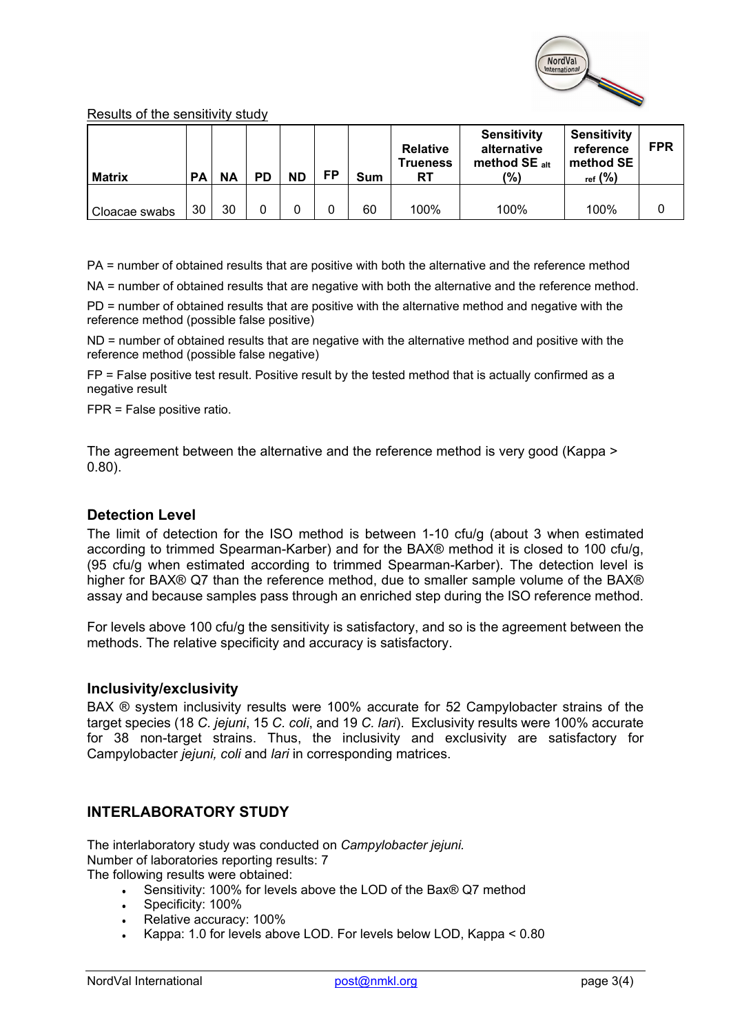Results of the sensitivity study

| Matrix | PA | NA | PD | ND | FP | Sum | Relative Trueness RT | Sensitivity alternative method SE $_{alt}$ (%) | Sensitivity reference method SE $_{ref}$ (%) | FPR |
|---|---|---|---|---|---|---|---|---|---|---|
| Cloacae swabs | 30 | 30 | 0 | 0 | 0 | 60 | 100% | 100% | 100% | 0 |

PA = number of obtained results that are positive with both the alternative and the reference method

NA = number of obtained results that are negative with both the alternative and the reference method.

PD = number of obtained results that are positive with the alternative method and negative with the reference method (possible false positive)

ND = number of obtained results that are negative with the alternative method and positive with the reference method (possible false negative)

FP = False positive test result. Positive result by the tested method that is actually confirmed as a negative result

FPR = False positive ratio.

The agreement between the alternative and the reference method is very good (Kappa > 0.80).

## Detection Level

The limit of detection for the ISO method is between 1-10 cfu/g (about 3 when estimated according to trimmed Spearman-Karber) and for the BAX® method it is closed to 100 cfu/g, (95 cfu/g when estimated according to trimmed Spearman-Karber). The detection level is higher for BAX® Q7 than the reference method, due to smaller sample volume of the BAX® assay and because samples pass through an enriched step during the ISO reference method.

For levels above 100 cfu/g the sensitivity is satisfactory, and so is the agreement between the methods. The relative specificity and accuracy is satisfactory.

## Inclusivity/exclusivity

BAX ® system inclusivity results were 100% accurate for 52 Campylobacter strains of the target species (18 *C. jejuni*, 15 *C. coli*, and 19 *C. lari*). Exclusivity results were 100% accurate for 38 non-target strains. Thus, the inclusivity and exclusivity are satisfactory for Campylobacter *jejuni, coli* and *lari* in corresponding matrices.

## INTERLABORATORY STUDY

The interlaboratory study was conducted on *Campylobacter jejuni.*
Number of laboratories reporting results: 7
The following results were obtained:

- Sensitivity: 100% for levels above the LOD of the Bax® Q7 method
- Specificity: 100%
- Relative accuracy: 100%
- Kappa: 1.0 for levels above LOD. For levels below LOD, Kappa < 0.80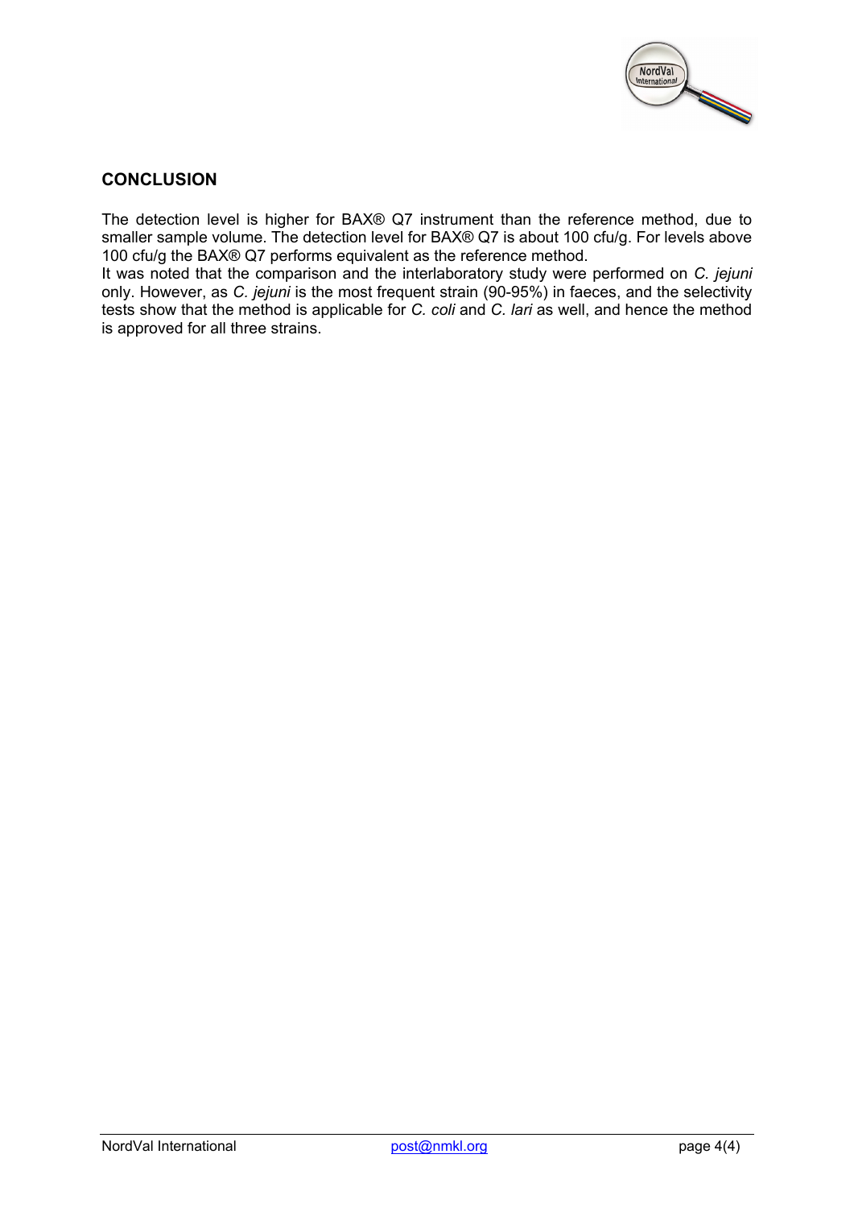## CONCLUSION

The detection level is higher for BAX® Q7 instrument than the reference method, due to smaller sample volume. The detection level for BAX® Q7 is about 100 cfu/g. For levels above 100 cfu/g the BAX® Q7 performs equivalent as the reference method.
It was noted that the comparison and the interlaboratory study were performed on *C. jejuni* only. However, as *C. jejuni* is the most frequent strain (90-95%) in faeces, and the selectivity tests show that the method is applicable for *C. coli* and *C. lari* as well, and hence the method is approved for all three strains.